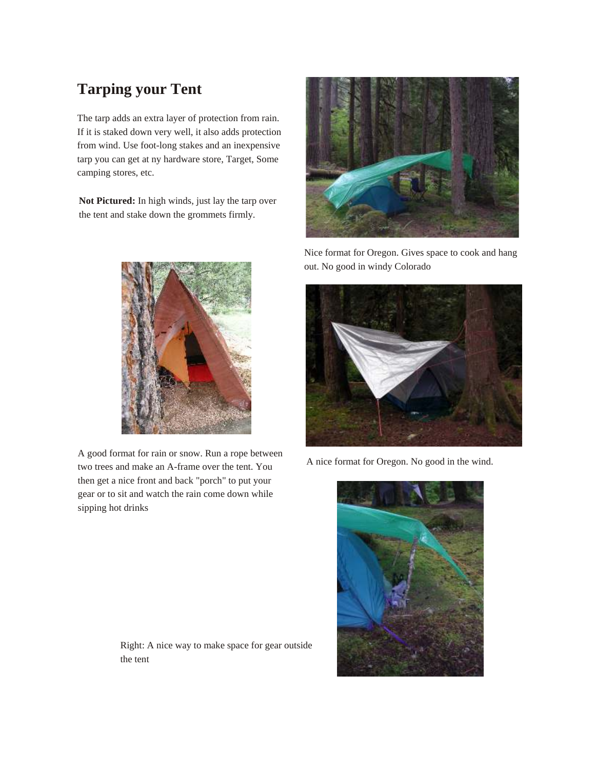# Tarping your Tent

The tarp adds an extra layer of protection from rain. If it is staked down very well, it also adds protection from wind. Use foot-long stakes and an inexpensive tarp you can get at ny hardware store, Target, Some camping stores, etc.

**Not Pictured:** In high winds, just lay the tarp over the tent and stake down the grommets firmly.

Nice format for Oregon. Gives space to cook and hang out. No good in windy Colorado

A good format for rain or snow. Run a rope between two trees and make an A-frame over the tent. You then get a nice front and back "porch" to put your gear or to sit and watch the rain come down while sipping hot drinks

A nice format for Oregon. No good in the wind.

Right: A nice way to make space for gear outside the tent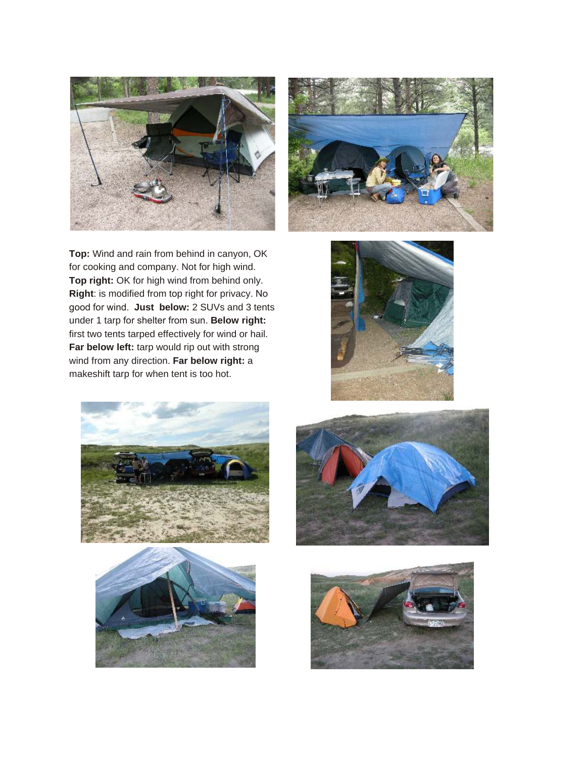**Top:** Wind and rain from behind in canyon, OK for cooking and company. Not for high wind. **Top right:** OK for high wind from behind only. **Right**: is modified from top right for privacy. No good for wind. **Just below:** 2 SUVs and 3 tents under 1 tarp for shelter from sun. **Below right:** first two tents tarped effectively for wind or hail. **Far below left:** tarp would rip out with strong wind from any direction. **Far below right:** a makeshift tarp for when tent is too hot.